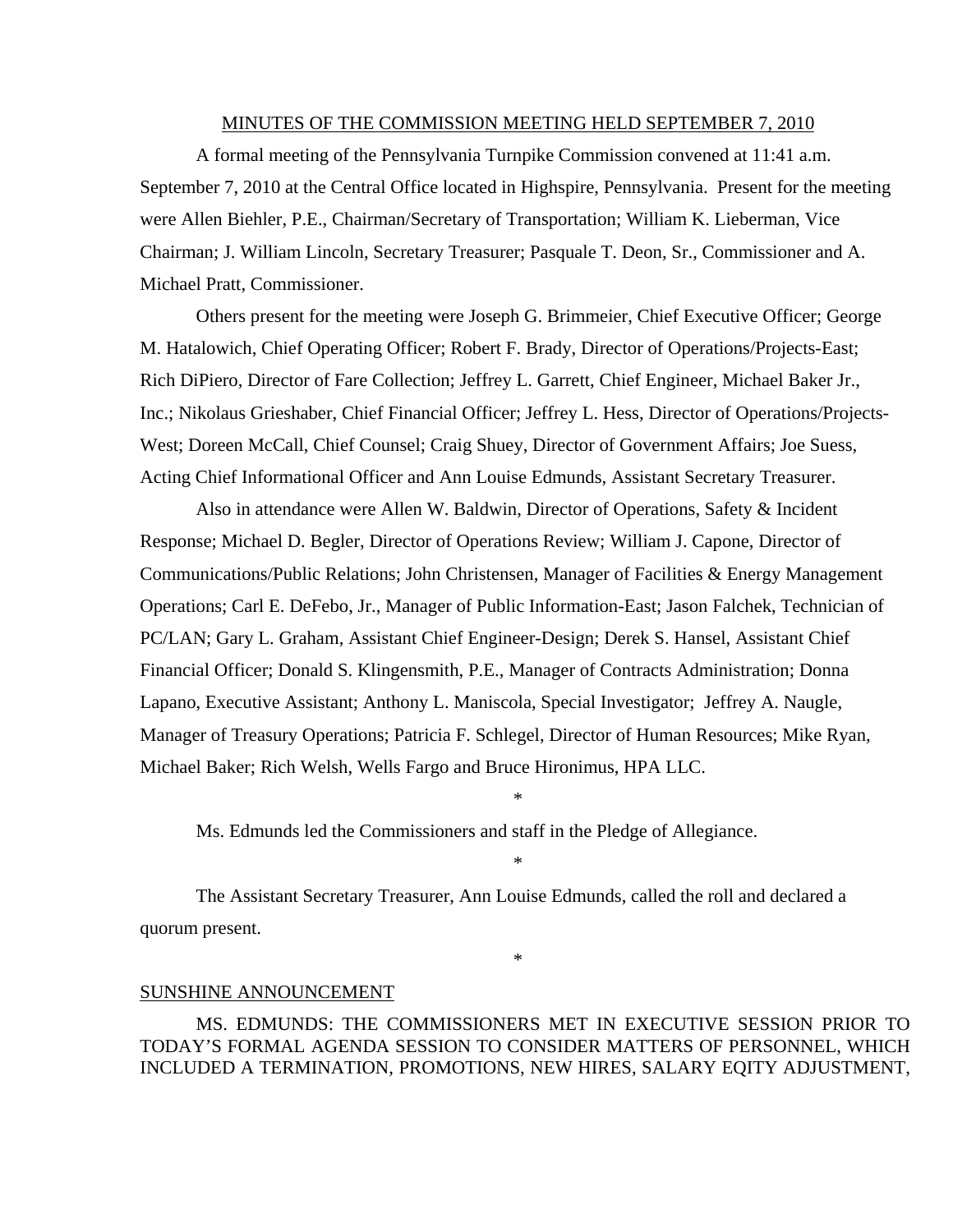MINUTES OF THE COMMISSION MEETING HELD SEPTEMBER 7, 2010

A formal meeting of the Pennsylvania Turnpike Commission convened at 11:41 a.m. September 7, 2010 at the Central Office located in Highspire, Pennsylvania. Present for the meeting were Allen Biehler, P.E., Chairman/Secretary of Transportation; William K. Lieberman, Vice Chairman; J. William Lincoln, Secretary Treasurer; Pasquale T. Deon, Sr., Commissioner and A. Michael Pratt, Commissioner.

Others present for the meeting were Joseph G. Brimmeier, Chief Executive Officer; George M. Hatalowich, Chief Operating Officer; Robert F. Brady, Director of Operations/Projects-East; Rich DiPiero, Director of Fare Collection; Jeffrey L. Garrett, Chief Engineer, Michael Baker Jr., Inc.; Nikolaus Grieshaber, Chief Financial Officer; Jeffrey L. Hess, Director of Operations/Projects-West; Doreen McCall, Chief Counsel; Craig Shuey, Director of Government Affairs; Joe Suess, Acting Chief Informational Officer and Ann Louise Edmunds, Assistant Secretary Treasurer.

Also in attendance were Allen W. Baldwin, Director of Operations, Safety & Incident Response; Michael D. Begler, Director of Operations Review; William J. Capone, Director of Communications/Public Relations; John Christensen, Manager of Facilities & Energy Management Operations; Carl E. DeFebo, Jr., Manager of Public Information-East; Jason Falchek, Technician of PC/LAN; Gary L. Graham, Assistant Chief Engineer-Design; Derek S. Hansel, Assistant Chief Financial Officer; Donald S. Klingensmith, P.E., Manager of Contracts Administration; Donna Lapano, Executive Assistant; Anthony L. Maniscola, Special Investigator; Jeffrey A. Naugle, Manager of Treasury Operations; Patricia F. Schlegel, Director of Human Resources; Mike Ryan, Michael Baker; Rich Welsh, Wells Fargo and Bruce Hironimus, HPA LLC.

*

Ms. Edmunds led the Commissioners and staff in the Pledge of Allegiance.

*

The Assistant Secretary Treasurer, Ann Louise Edmunds, called the roll and declared a quorum present.

*

SUNSHINE ANNOUNCEMENT

MS. EDMUNDS: THE COMMISSIONERS MET IN EXECUTIVE SESSION PRIOR TO TODAY'S FORMAL AGENDA SESSION TO CONSIDER MATTERS OF PERSONNEL, WHICH INCLUDED A TERMINATION, PROMOTIONS, NEW HIRES, SALARY EQITY ADJUSTMENT,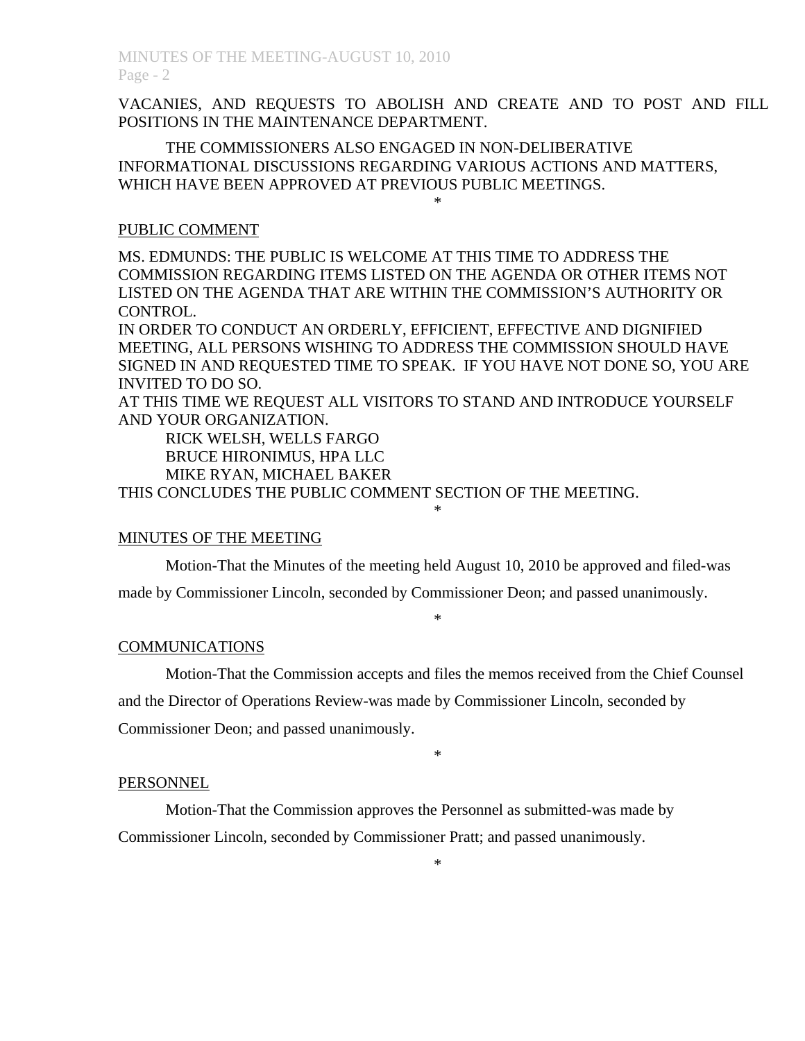VACANIES, AND REQUESTS TO ABOLISH AND CREATE AND TO POST AND FILL POSITIONS IN THE MAINTENANCE DEPARTMENT.

THE COMMISSIONERS ALSO ENGAGED IN NON-DELIBERATIVE INFORMATIONAL DISCUSSIONS REGARDING VARIOUS ACTIONS AND MATTERS, WHICH HAVE BEEN APPROVED AT PREVIOUS PUBLIC MEETINGS.

*

PUBLIC COMMENT

MS. EDMUNDS: THE PUBLIC IS WELCOME AT THIS TIME TO ADDRESS THE COMMISSION REGARDING ITEMS LISTED ON THE AGENDA OR OTHER ITEMS NOT LISTED ON THE AGENDA THAT ARE WITHIN THE COMMISSION'S AUTHORITY OR CONTROL.

IN ORDER TO CONDUCT AN ORDERLY, EFFICIENT, EFFECTIVE AND DIGNIFIED MEETING, ALL PERSONS WISHING TO ADDRESS THE COMMISSION SHOULD HAVE SIGNED IN AND REQUESTED TIME TO SPEAK. IF YOU HAVE NOT DONE SO, YOU ARE INVITED TO DO SO.

AT THIS TIME WE REQUEST ALL VISITORS TO STAND AND INTRODUCE YOURSELF AND YOUR ORGANIZATION.

RICK WELSH, WELLS FARGO
BRUCE HIRONIMUS, HPA LLC
MIKE RYAN, MICHAEL BAKER

THIS CONCLUDES THE PUBLIC COMMENT SECTION OF THE MEETING.

*

MINUTES OF THE MEETING

Motion-That the Minutes of the meeting held August 10, 2010 be approved and filed-was made by Commissioner Lincoln, seconded by Commissioner Deon; and passed unanimously.

*

COMMUNICATIONS

Motion-That the Commission accepts and files the memos received from the Chief Counsel and the Director of Operations Review-was made by Commissioner Lincoln, seconded by Commissioner Deon; and passed unanimously.

*

PERSONNEL

Motion-That the Commission approves the Personnel as submitted-was made by Commissioner Lincoln, seconded by Commissioner Pratt; and passed unanimously.

*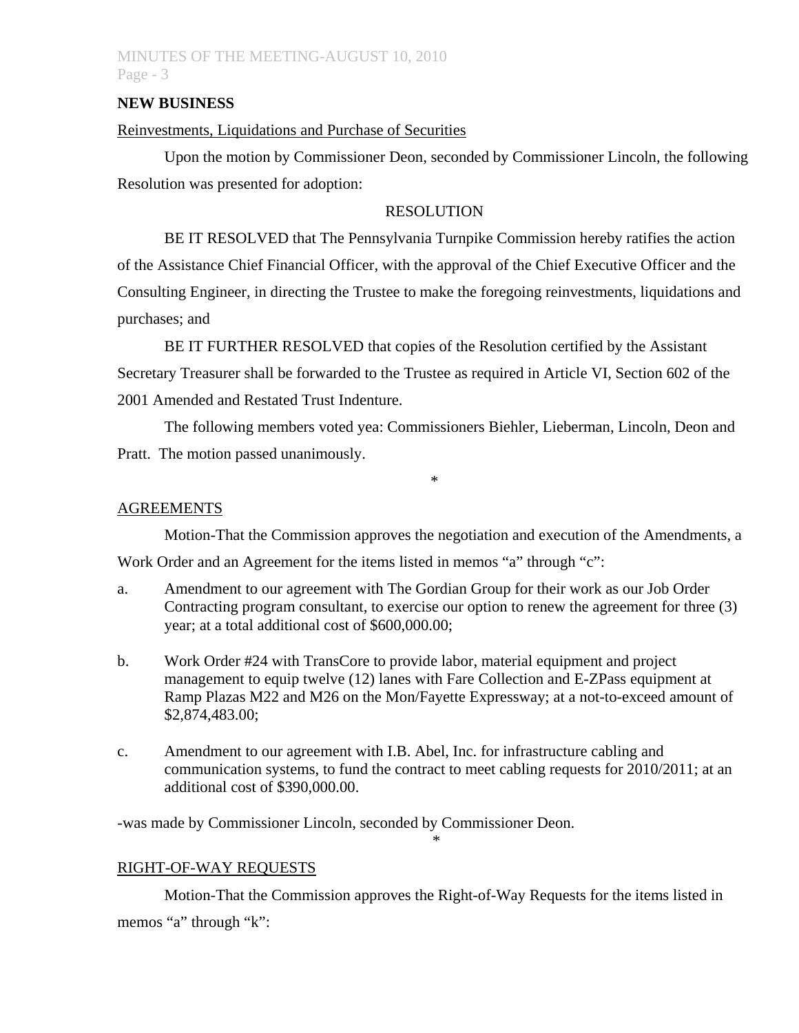## NEW BUSINESS

Reinvestments, Liquidations and Purchase of Securities

Upon the motion by Commissioner Deon, seconded by Commissioner Lincoln, the following Resolution was presented for adoption:

RESOLUTION

BE IT RESOLVED that The Pennsylvania Turnpike Commission hereby ratifies the action of the Assistance Chief Financial Officer, with the approval of the Chief Executive Officer and the Consulting Engineer, in directing the Trustee to make the foregoing reinvestments, liquidations and purchases; and

BE IT FURTHER RESOLVED that copies of the Resolution certified by the Assistant Secretary Treasurer shall be forwarded to the Trustee as required in Article VI, Section 602 of the 2001 Amended and Restated Trust Indenture.

The following members voted yea: Commissioners Biehler, Lieberman, Lincoln, Deon and Pratt. The motion passed unanimously.

\*

AGREEMENTS

Motion-That the Commission approves the negotiation and execution of the Amendments, a Work Order and an Agreement for the items listed in memos "a" through "c":

a. Amendment to our agreement with The Gordian Group for their work as our Job Order Contracting program consultant, to exercise our option to renew the agreement for three (3) year; at a total additional cost of $600,000.00;

b. Work Order #24 with TransCore to provide labor, material equipment and project management to equip twelve (12) lanes with Fare Collection and E-ZPass equipment at Ramp Plazas M22 and M26 on the Mon/Fayette Expressway; at a not-to-exceed amount of $2,874,483.00;

c. Amendment to our agreement with I.B. Abel, Inc. for infrastructure cabling and communication systems, to fund the contract to meet cabling requests for 2010/2011; at an additional cost of $390,000.00.

-was made by Commissioner Lincoln, seconded by Commissioner Deon.

\*

RIGHT-OF-WAY REQUESTS

Motion-That the Commission approves the Right-of-Way Requests for the items listed in memos "a" through "k":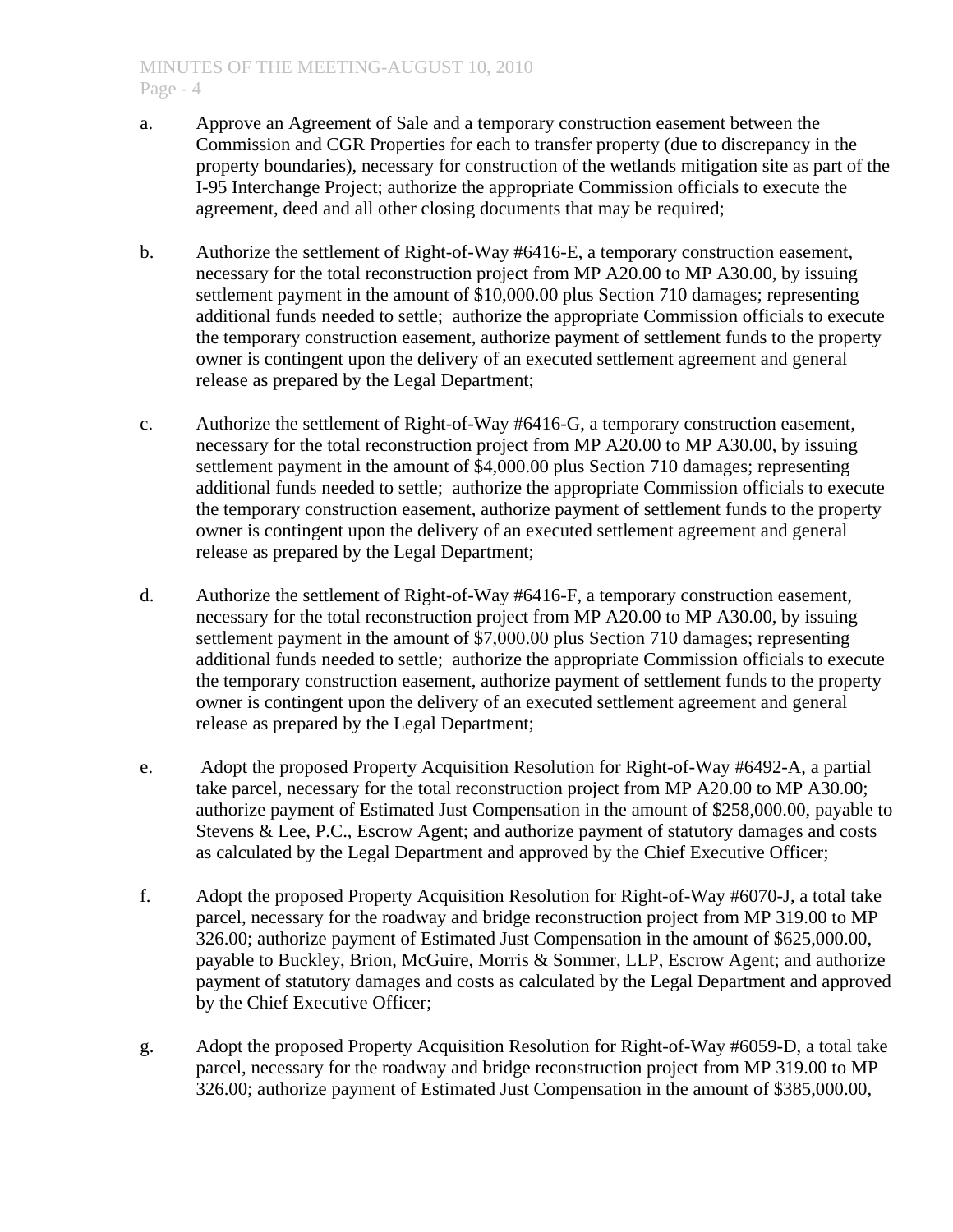a. Approve an Agreement of Sale and a temporary construction easement between the Commission and CGR Properties for each to transfer property (due to discrepancy in the property boundaries), necessary for construction of the wetlands mitigation site as part of the I-95 Interchange Project; authorize the appropriate Commission officials to execute the agreement, deed and all other closing documents that may be required;

b. Authorize the settlement of Right-of-Way #6416-E, a temporary construction easement, necessary for the total reconstruction project from MP A20.00 to MP A30.00, by issuing settlement payment in the amount of $10,000.00 plus Section 710 damages; representing additional funds needed to settle; authorize the appropriate Commission officials to execute the temporary construction easement, authorize payment of settlement funds to the property owner is contingent upon the delivery of an executed settlement agreement and general release as prepared by the Legal Department;

c. Authorize the settlement of Right-of-Way #6416-G, a temporary construction easement, necessary for the total reconstruction project from MP A20.00 to MP A30.00, by issuing settlement payment in the amount of $4,000.00 plus Section 710 damages; representing additional funds needed to settle; authorize the appropriate Commission officials to execute the temporary construction easement, authorize payment of settlement funds to the property owner is contingent upon the delivery of an executed settlement agreement and general release as prepared by the Legal Department;

d. Authorize the settlement of Right-of-Way #6416-F, a temporary construction easement, necessary for the total reconstruction project from MP A20.00 to MP A30.00, by issuing settlement payment in the amount of $7,000.00 plus Section 710 damages; representing additional funds needed to settle; authorize the appropriate Commission officials to execute the temporary construction easement, authorize payment of settlement funds to the property owner is contingent upon the delivery of an executed settlement agreement and general release as prepared by the Legal Department;

e. Adopt the proposed Property Acquisition Resolution for Right-of-Way #6492-A, a partial take parcel, necessary for the total reconstruction project from MP A20.00 to MP A30.00; authorize payment of Estimated Just Compensation in the amount of $258,000.00, payable to Stevens & Lee, P.C., Escrow Agent; and authorize payment of statutory damages and costs as calculated by the Legal Department and approved by the Chief Executive Officer;

f. Adopt the proposed Property Acquisition Resolution for Right-of-Way #6070-J, a total take parcel, necessary for the roadway and bridge reconstruction project from MP 319.00 to MP 326.00; authorize payment of Estimated Just Compensation in the amount of $625,000.00, payable to Buckley, Brion, McGuire, Morris & Sommer, LLP, Escrow Agent; and authorize payment of statutory damages and costs as calculated by the Legal Department and approved by the Chief Executive Officer;

g. Adopt the proposed Property Acquisition Resolution for Right-of-Way #6059-D, a total take parcel, necessary for the roadway and bridge reconstruction project from MP 319.00 to MP 326.00; authorize payment of Estimated Just Compensation in the amount of $385,000.00,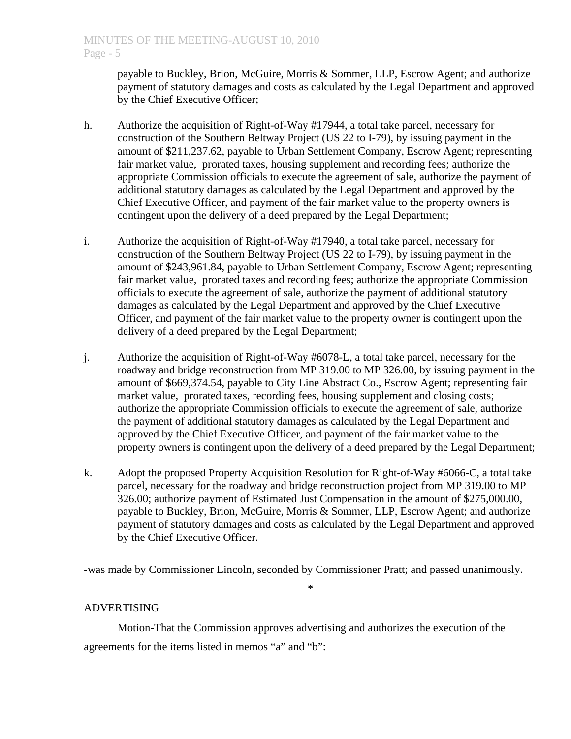payable to Buckley, Brion, McGuire, Morris & Sommer, LLP, Escrow Agent; and authorize payment of statutory damages and costs as calculated by the Legal Department and approved by the Chief Executive Officer;

h. Authorize the acquisition of Right-of-Way #17944, a total take parcel, necessary for construction of the Southern Beltway Project (US 22 to I-79), by issuing payment in the amount of $211,237.62, payable to Urban Settlement Company, Escrow Agent; representing fair market value, prorated taxes, housing supplement and recording fees; authorize the appropriate Commission officials to execute the agreement of sale, authorize the payment of additional statutory damages as calculated by the Legal Department and approved by the Chief Executive Officer, and payment of the fair market value to the property owners is contingent upon the delivery of a deed prepared by the Legal Department;

i. Authorize the acquisition of Right-of-Way #17940, a total take parcel, necessary for construction of the Southern Beltway Project (US 22 to I-79), by issuing payment in the amount of $243,961.84, payable to Urban Settlement Company, Escrow Agent; representing fair market value, prorated taxes and recording fees; authorize the appropriate Commission officials to execute the agreement of sale, authorize the payment of additional statutory damages as calculated by the Legal Department and approved by the Chief Executive Officer, and payment of the fair market value to the property owner is contingent upon the delivery of a deed prepared by the Legal Department;

j. Authorize the acquisition of Right-of-Way #6078-L, a total take parcel, necessary for the roadway and bridge reconstruction from MP 319.00 to MP 326.00, by issuing payment in the amount of $669,374.54, payable to City Line Abstract Co., Escrow Agent; representing fair market value, prorated taxes, recording fees, housing supplement and closing costs; authorize the appropriate Commission officials to execute the agreement of sale, authorize the payment of additional statutory damages as calculated by the Legal Department and approved by the Chief Executive Officer, and payment of the fair market value to the property owners is contingent upon the delivery of a deed prepared by the Legal Department;

k. Adopt the proposed Property Acquisition Resolution for Right-of-Way #6066-C, a total take parcel, necessary for the roadway and bridge reconstruction project from MP 319.00 to MP 326.00; authorize payment of Estimated Just Compensation in the amount of $275,000.00, payable to Buckley, Brion, McGuire, Morris & Sommer, LLP, Escrow Agent; and authorize payment of statutory damages and costs as calculated by the Legal Department and approved by the Chief Executive Officer.

-was made by Commissioner Lincoln, seconded by Commissioner Pratt; and passed unanimously.

*

ADVERTISING

Motion-That the Commission approves advertising and authorizes the execution of the agreements for the items listed in memos "a" and "b":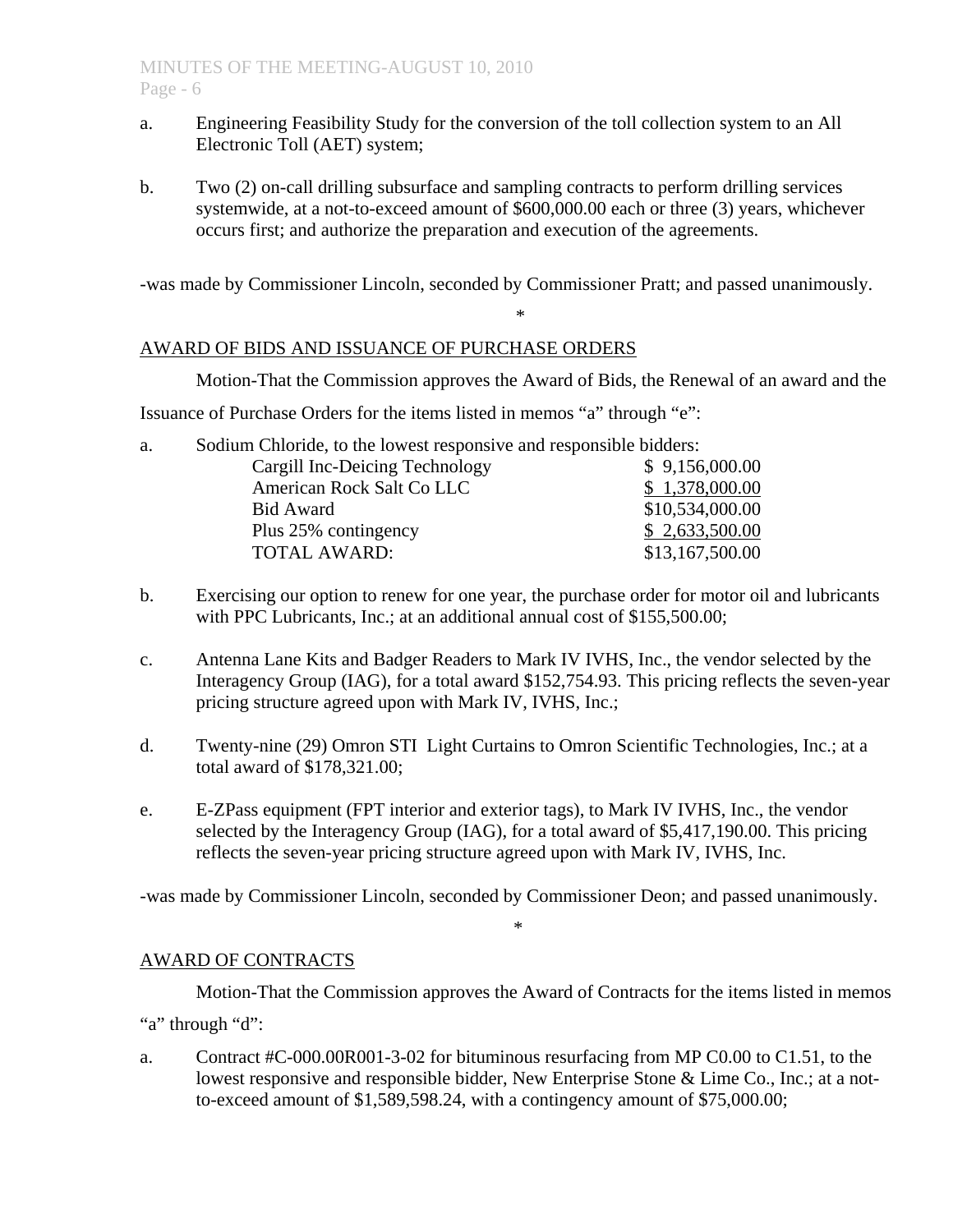a. Engineering Feasibility Study for the conversion of the toll collection system to an All Electronic Toll (AET) system;

b. Two (2) on-call drilling subsurface and sampling contracts to perform drilling services systemwide, at a not-to-exceed amount of $600,000.00 each or three (3) years, whichever occurs first; and authorize the preparation and execution of the agreements.

-was made by Commissioner Lincoln, seconded by Commissioner Pratt; and passed unanimously.

\*

## AWARD OF BIDS AND ISSUANCE OF PURCHASE ORDERS

Motion-That the Commission approves the Award of Bids, the Renewal of an award and the Issuance of Purchase Orders for the items listed in memos "a" through "e":

a. Sodium Chloride, to the lowest responsive and responsible bidders:

| | |
|---|---|
| Cargill Inc-Deicing Technology | $ 9,156,000.00 |
| American Rock Salt Co LLC | $ 1,378,000.00 |
| Bid Award | $10,534,000.00 |
| Plus 25% contingency | $ 2,633,500.00 |
| TOTAL AWARD: | $13,167,500.00 |

b. Exercising our option to renew for one year, the purchase order for motor oil and lubricants with PPC Lubricants, Inc.; at an additional annual cost of $155,500.00;

c. Antenna Lane Kits and Badger Readers to Mark IV IVHS, Inc., the vendor selected by the Interagency Group (IAG), for a total award $152,754.93. This pricing reflects the seven-year pricing structure agreed upon with Mark IV, IVHS, Inc.;

d. Twenty-nine (29) Omron STI Light Curtains to Omron Scientific Technologies, Inc.; at a total award of $178,321.00;

e. E-ZPass equipment (FPT interior and exterior tags), to Mark IV IVHS, Inc., the vendor selected by the Interagency Group (IAG), for a total award of $5,417,190.00. This pricing reflects the seven-year pricing structure agreed upon with Mark IV, IVHS, Inc.

-was made by Commissioner Lincoln, seconded by Commissioner Deon; and passed unanimously.

\*

## AWARD OF CONTRACTS

Motion-That the Commission approves the Award of Contracts for the items listed in memos "a" through "d":

a. Contract #C-000.00R001-3-02 for bituminous resurfacing from MP C0.00 to C1.51, to the lowest responsive and responsible bidder, New Enterprise Stone & Lime Co., Inc.; at a not-to-exceed amount of $1,589,598.24, with a contingency amount of $75,000.00;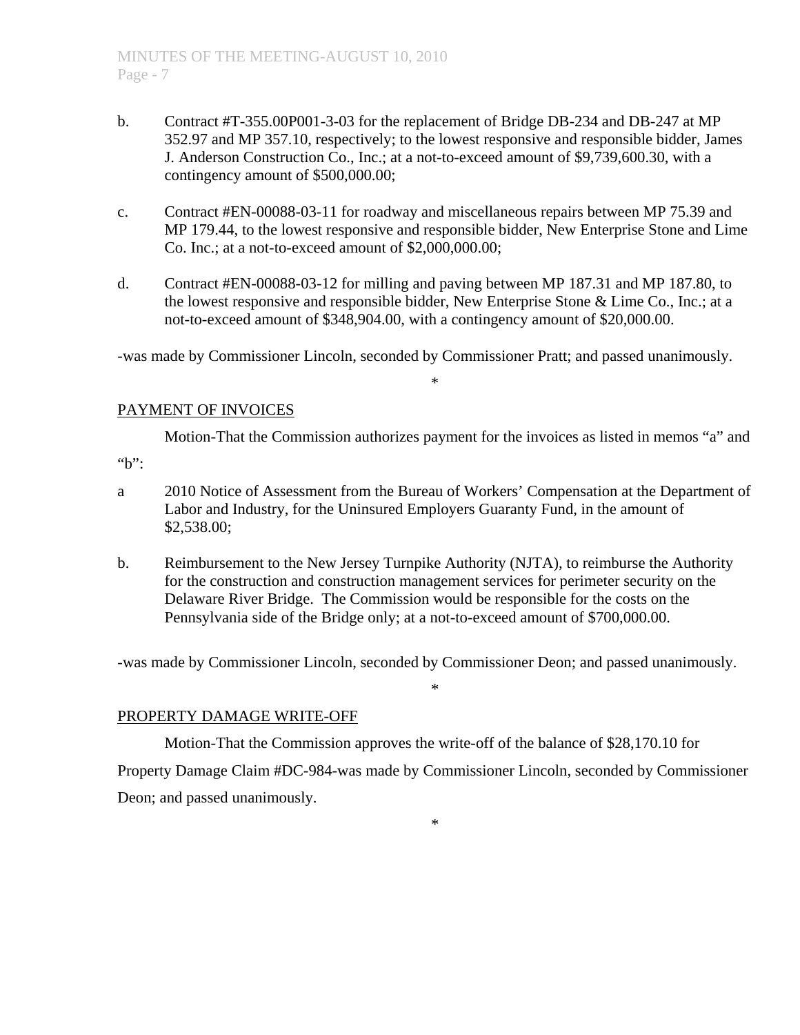b. Contract #T-355.00P001-3-03 for the replacement of Bridge DB-234 and DB-247 at MP 352.97 and MP 357.10, respectively; to the lowest responsive and responsible bidder, James J. Anderson Construction Co., Inc.; at a not-to-exceed amount of $9,739,600.30, with a contingency amount of $500,000.00;

c. Contract #EN-00088-03-11 for roadway and miscellaneous repairs between MP 75.39 and MP 179.44, to the lowest responsive and responsible bidder, New Enterprise Stone and Lime Co. Inc.; at a not-to-exceed amount of $2,000,000.00;

d. Contract #EN-00088-03-12 for milling and paving between MP 187.31 and MP 187.80, to the lowest responsive and responsible bidder, New Enterprise Stone & Lime Co., Inc.; at a not-to-exceed amount of $348,904.00, with a contingency amount of $20,000.00.

-was made by Commissioner Lincoln, seconded by Commissioner Pratt; and passed unanimously.

*

PAYMENT OF INVOICES

Motion-That the Commission authorizes payment for the invoices as listed in memos "a" and "b":

a 2010 Notice of Assessment from the Bureau of Workers' Compensation at the Department of Labor and Industry, for the Uninsured Employers Guaranty Fund, in the amount of $2,538.00;

b. Reimbursement to the New Jersey Turnpike Authority (NJTA), to reimburse the Authority for the construction and construction management services for perimeter security on the Delaware River Bridge. The Commission would be responsible for the costs on the Pennsylvania side of the Bridge only; at a not-to-exceed amount of $700,000.00.

-was made by Commissioner Lincoln, seconded by Commissioner Deon; and passed unanimously.

*

PROPERTY DAMAGE WRITE-OFF

Motion-That the Commission approves the write-off of the balance of $28,170.10 for Property Damage Claim #DC-984-was made by Commissioner Lincoln, seconded by Commissioner Deon; and passed unanimously.

*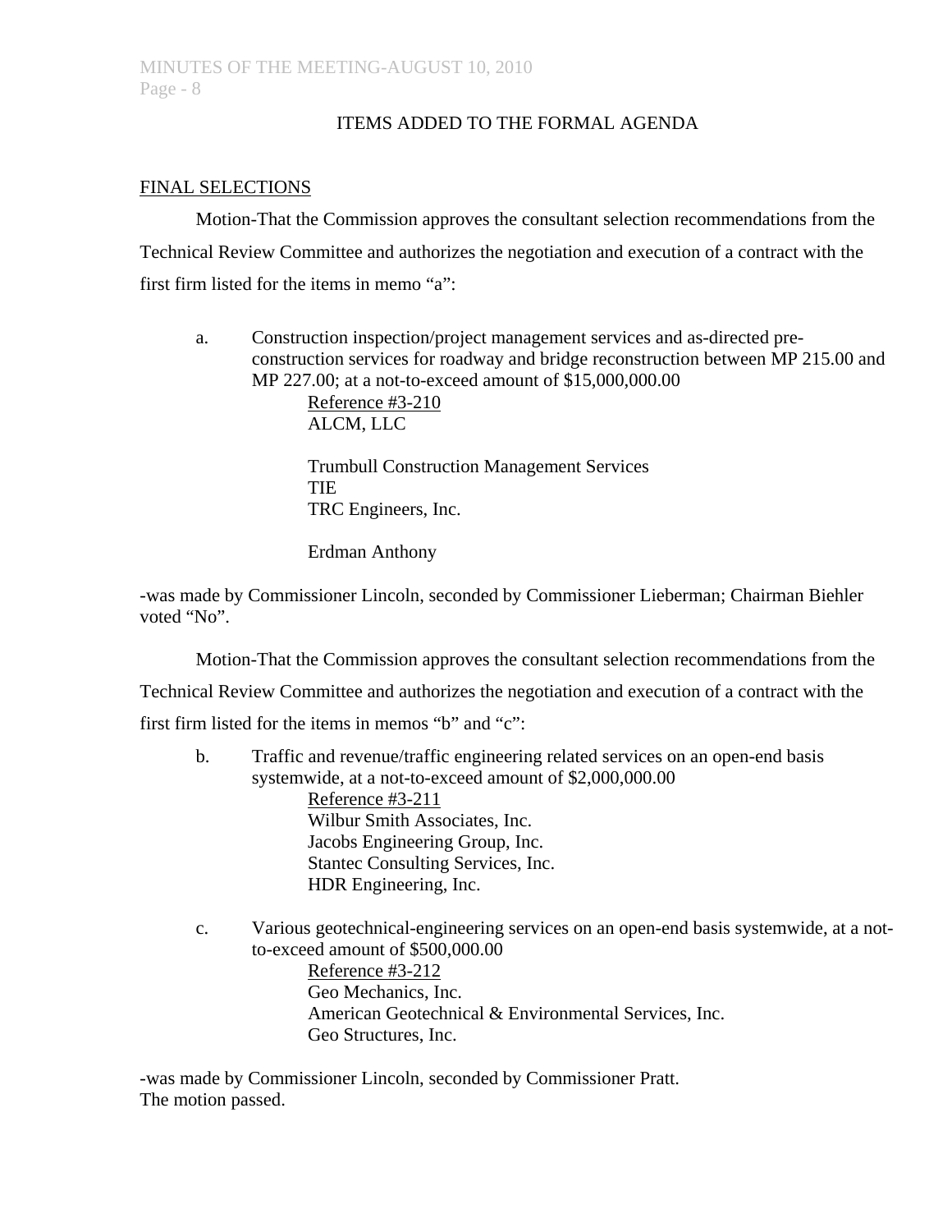ITEMS ADDED TO THE FORMAL AGENDA

FINAL SELECTIONS

Motion-That the Commission approves the consultant selection recommendations from the Technical Review Committee and authorizes the negotiation and execution of a contract with the first firm listed for the items in memo "a":

a. Construction inspection/project management services and as-directed pre-construction services for roadway and bridge reconstruction between MP 215.00 and MP 227.00; at a not-to-exceed amount of $15,000,000.00
   Reference #3-210
   ALCM, LLC

   Trumbull Construction Management Services
   TIE
   TRC Engineers, Inc.

   Erdman Anthony

-was made by Commissioner Lincoln, seconded by Commissioner Lieberman; Chairman Biehler voted "No".

Motion-That the Commission approves the consultant selection recommendations from the Technical Review Committee and authorizes the negotiation and execution of a contract with the first firm listed for the items in memos "b" and "c":

b. Traffic and revenue/traffic engineering related services on an open-end basis systemwide, at a not-to-exceed amount of $2,000,000.00
   Reference #3-211
   Wilbur Smith Associates, Inc.
   Jacobs Engineering Group, Inc.
   Stantec Consulting Services, Inc.
   HDR Engineering, Inc.

c. Various geotechnical-engineering services on an open-end basis systemwide, at a not-to-exceed amount of $500,000.00
   Reference #3-212
   Geo Mechanics, Inc.
   American Geotechnical & Environmental Services, Inc.
   Geo Structures, Inc.

-was made by Commissioner Lincoln, seconded by Commissioner Pratt.
The motion passed.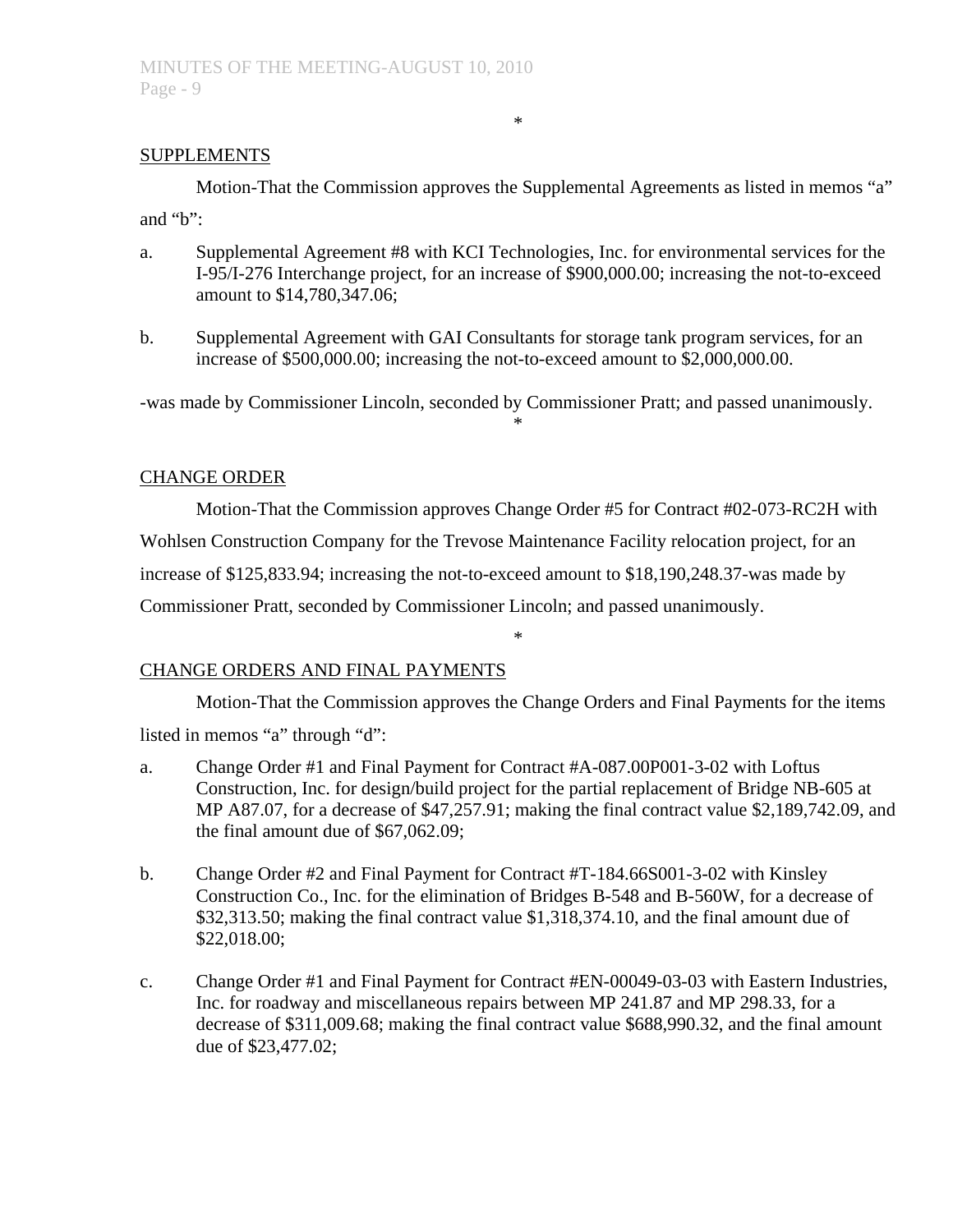\*

SUPPLEMENTS

Motion-That the Commission approves the Supplemental Agreements as listed in memos "a" and "b":

a. Supplemental Agreement #8 with KCI Technologies, Inc. for environmental services for the I-95/I-276 Interchange project, for an increase of $900,000.00; increasing the not-to-exceed amount to $14,780,347.06;

b. Supplemental Agreement with GAI Consultants for storage tank program services, for an increase of $500,000.00; increasing the not-to-exceed amount to $2,000,000.00.

-was made by Commissioner Lincoln, seconded by Commissioner Pratt; and passed unanimously.

\*

CHANGE ORDER

Motion-That the Commission approves Change Order #5 for Contract #02-073-RC2H with Wohlsen Construction Company for the Trevose Maintenance Facility relocation project, for an increase of $125,833.94; increasing the not-to-exceed amount to $18,190,248.37-was made by Commissioner Pratt, seconded by Commissioner Lincoln; and passed unanimously.

\*

CHANGE ORDERS AND FINAL PAYMENTS

Motion-That the Commission approves the Change Orders and Final Payments for the items listed in memos "a" through "d":

a. Change Order #1 and Final Payment for Contract #A-087.00P001-3-02 with Loftus Construction, Inc. for design/build project for the partial replacement of Bridge NB-605 at MP A87.07, for a decrease of $47,257.91; making the final contract value $2,189,742.09, and the final amount due of $67,062.09;

b. Change Order #2 and Final Payment for Contract #T-184.66S001-3-02 with Kinsley Construction Co., Inc. for the elimination of Bridges B-548 and B-560W, for a decrease of $32,313.50; making the final contract value $1,318,374.10, and the final amount due of $22,018.00;

c. Change Order #1 and Final Payment for Contract #EN-00049-03-03 with Eastern Industries, Inc. for roadway and miscellaneous repairs between MP 241.87 and MP 298.33, for a decrease of $311,009.68; making the final contract value $688,990.32, and the final amount due of $23,477.02;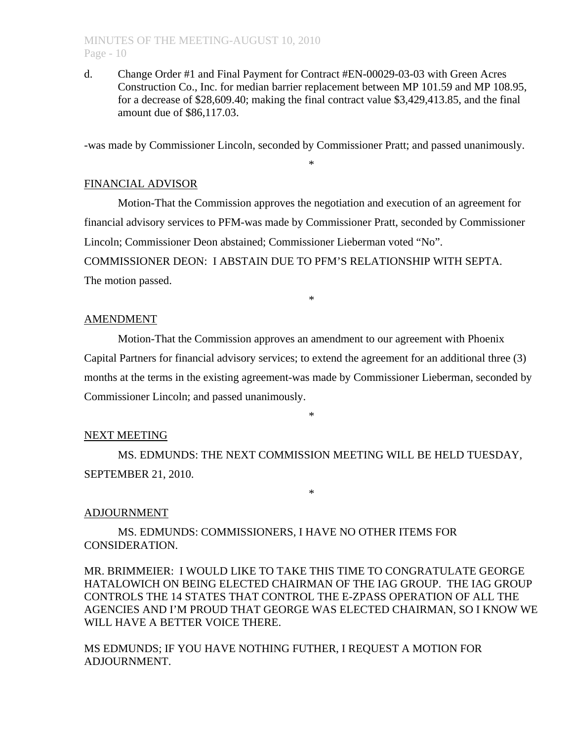d. Change Order #1 and Final Payment for Contract #EN-00029-03-03 with Green Acres Construction Co., Inc. for median barrier replacement between MP 101.59 and MP 108.95, for a decrease of $28,609.40; making the final contract value $3,429,413.85, and the final amount due of $86,117.03.

-was made by Commissioner Lincoln, seconded by Commissioner Pratt; and passed unanimously.

*

FINANCIAL ADVISOR

Motion-That the Commission approves the negotiation and execution of an agreement for financial advisory services to PFM-was made by Commissioner Pratt, seconded by Commissioner Lincoln; Commissioner Deon abstained; Commissioner Lieberman voted "No".

COMMISSIONER DEON: I ABSTAIN DUE TO PFM'S RELATIONSHIP WITH SEPTA.

The motion passed.

*

AMENDMENT

Motion-That the Commission approves an amendment to our agreement with Phoenix Capital Partners for financial advisory services; to extend the agreement for an additional three (3) months at the terms in the existing agreement-was made by Commissioner Lieberman, seconded by Commissioner Lincoln; and passed unanimously.

*

NEXT MEETING

MS. EDMUNDS: THE NEXT COMMISSION MEETING WILL BE HELD TUESDAY, SEPTEMBER 21, 2010.

*

ADJOURNMENT

MS. EDMUNDS: COMMISSIONERS, I HAVE NO OTHER ITEMS FOR CONSIDERATION.

MR. BRIMMEIER: I WOULD LIKE TO TAKE THIS TIME TO CONGRATULATE GEORGE HATALOWICH ON BEING ELECTED CHAIRMAN OF THE IAG GROUP. THE IAG GROUP CONTROLS THE 14 STATES THAT CONTROL THE E-ZPASS OPERATION OF ALL THE AGENCIES AND I'M PROUD THAT GEORGE WAS ELECTED CHAIRMAN, SO I KNOW WE WILL HAVE A BETTER VOICE THERE.

MS EDMUNDS; IF YOU HAVE NOTHING FUTHER, I REQUEST A MOTION FOR ADJOURNMENT.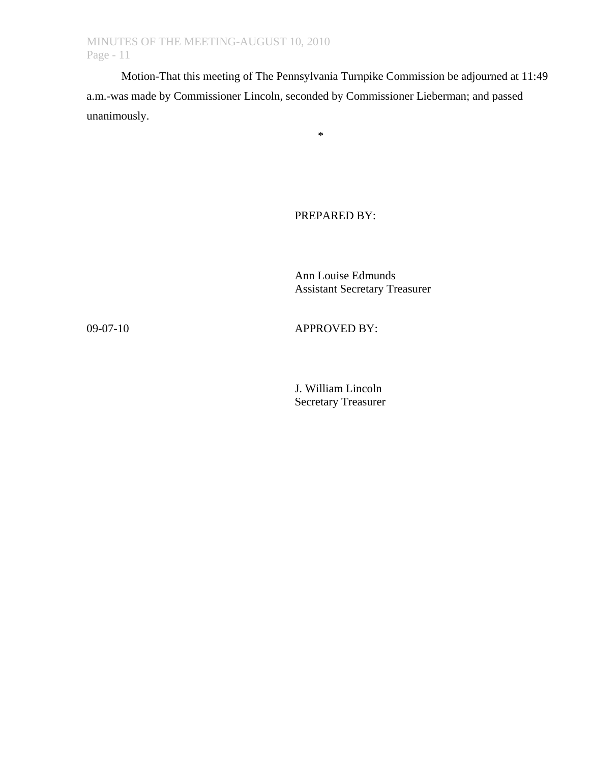Motion-That this meeting of The Pennsylvania Turnpike Commission be adjourned at 11:49 a.m.-was made by Commissioner Lincoln, seconded by Commissioner Lieberman; and passed unanimously.

*

PREPARED BY:

Ann Louise Edmunds
Assistant Secretary Treasurer

09-07-10

APPROVED BY:

J. William Lincoln
Secretary Treasurer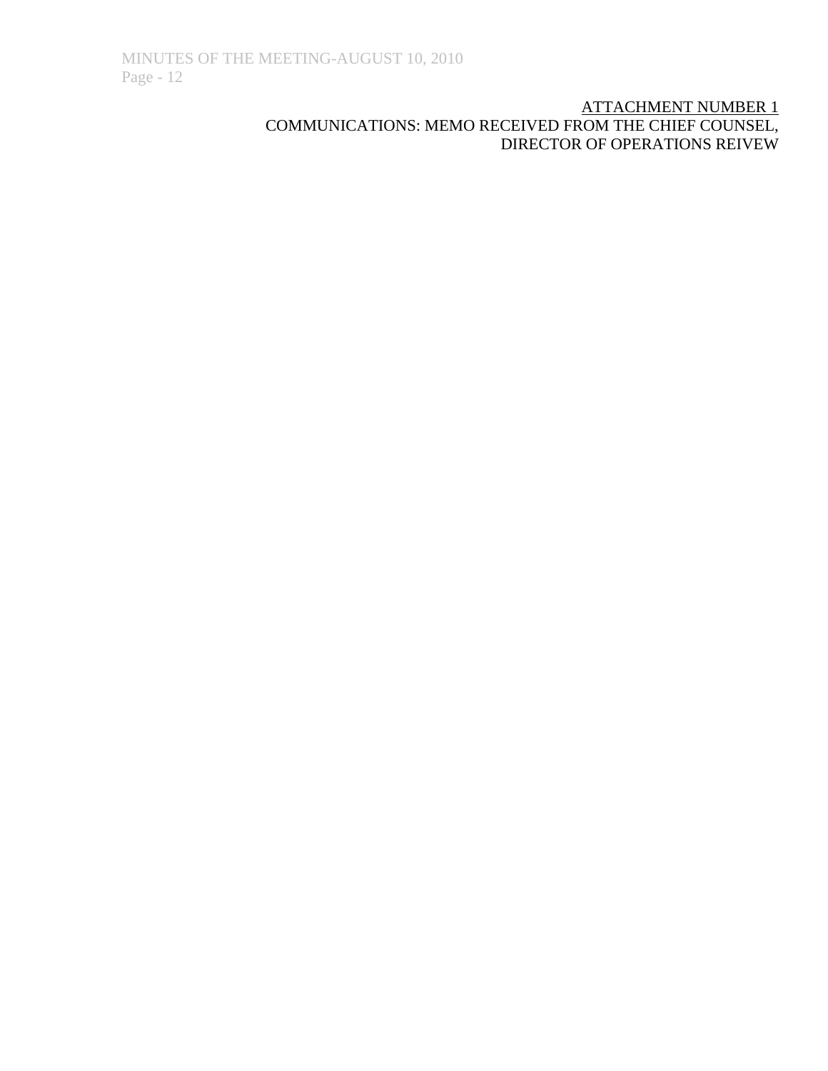<u>ATTACHMENT NUMBER 1</u>

COMMUNICATIONS: MEMO RECEIVED FROM THE CHIEF COUNSEL, DIRECTOR OF OPERATIONS REIVEW